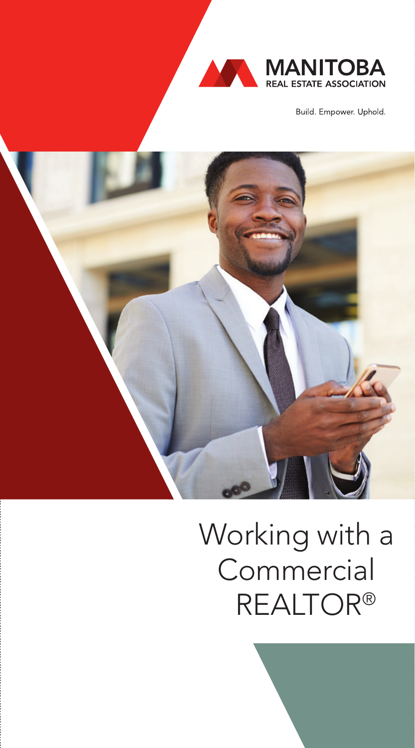MANITOBA
REAL ESTATE ASSOCIATION

Build. Empower. Uphold.

# Working with a Commercial REALTOR®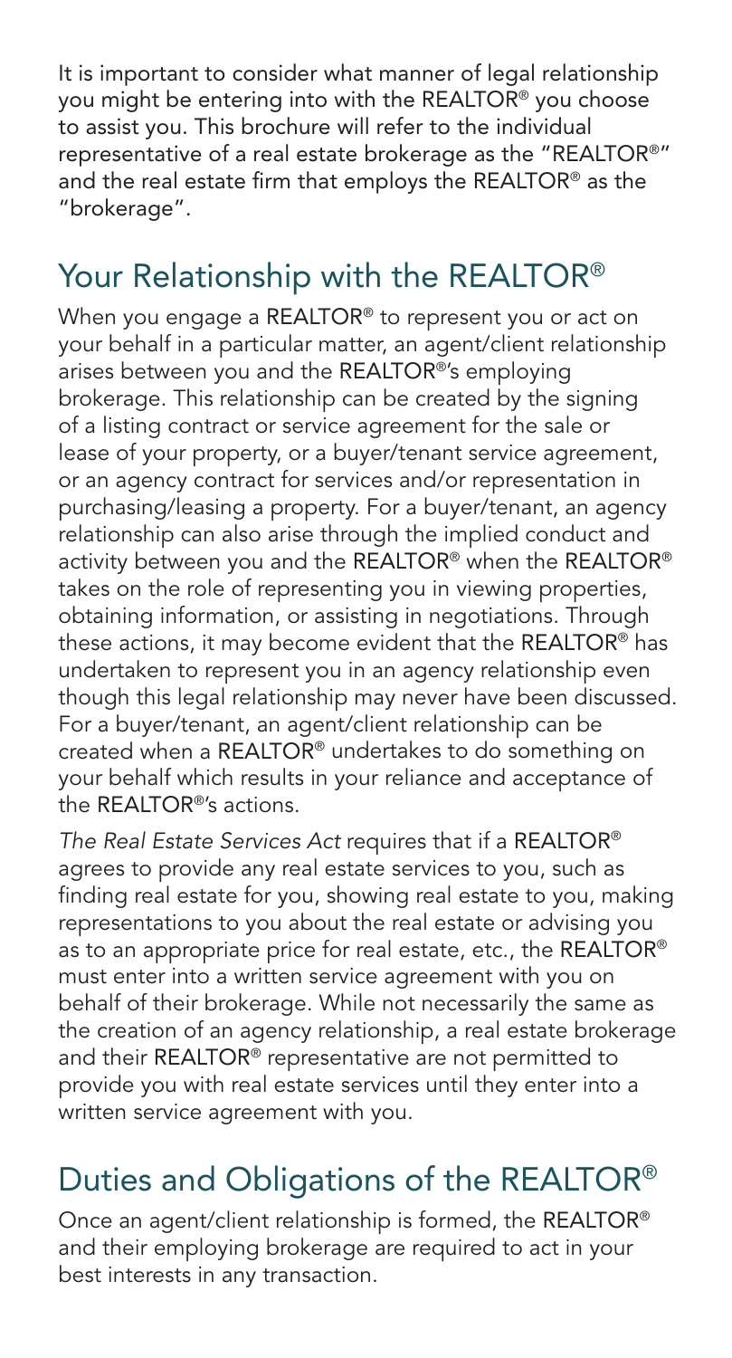It is important to consider what manner of legal relationship you might be entering into with the REALTOR® you choose to assist you. This brochure will refer to the individual representative of a real estate brokerage as the "REALTOR®" and the real estate firm that employs the REALTOR® as the "brokerage".

## Your Relationship with the REALTOR®

When you engage a REALTOR® to represent you or act on your behalf in a particular matter, an agent/client relationship arises between you and the REALTOR®'s employing brokerage. This relationship can be created by the signing of a listing contract or service agreement for the sale or lease of your property, or a buyer/tenant service agreement, or an agency contract for services and/or representation in purchasing/leasing a property. For a buyer/tenant, an agency relationship can also arise through the implied conduct and activity between you and the REALTOR® when the REALTOR® takes on the role of representing you in viewing properties, obtaining information, or assisting in negotiations. Through these actions, it may become evident that the REALTOR® has undertaken to represent you in an agency relationship even though this legal relationship may never have been discussed. For a buyer/tenant, an agent/client relationship can be created when a REALTOR® undertakes to do something on your behalf which results in your reliance and acceptance of the REALTOR®'s actions.

*The Real Estate Services Act* requires that if a REALTOR® agrees to provide any real estate services to you, such as finding real estate for you, showing real estate to you, making representations to you about the real estate or advising you as to an appropriate price for real estate, etc., the REALTOR® must enter into a written service agreement with you on behalf of their brokerage. While not necessarily the same as the creation of an agency relationship, a real estate brokerage and their REALTOR® representative are not permitted to provide you with real estate services until they enter into a written service agreement with you.

## Duties and Obligations of the REALTOR®

Once an agent/client relationship is formed, the REALTOR® and their employing brokerage are required to act in your best interests in any transaction.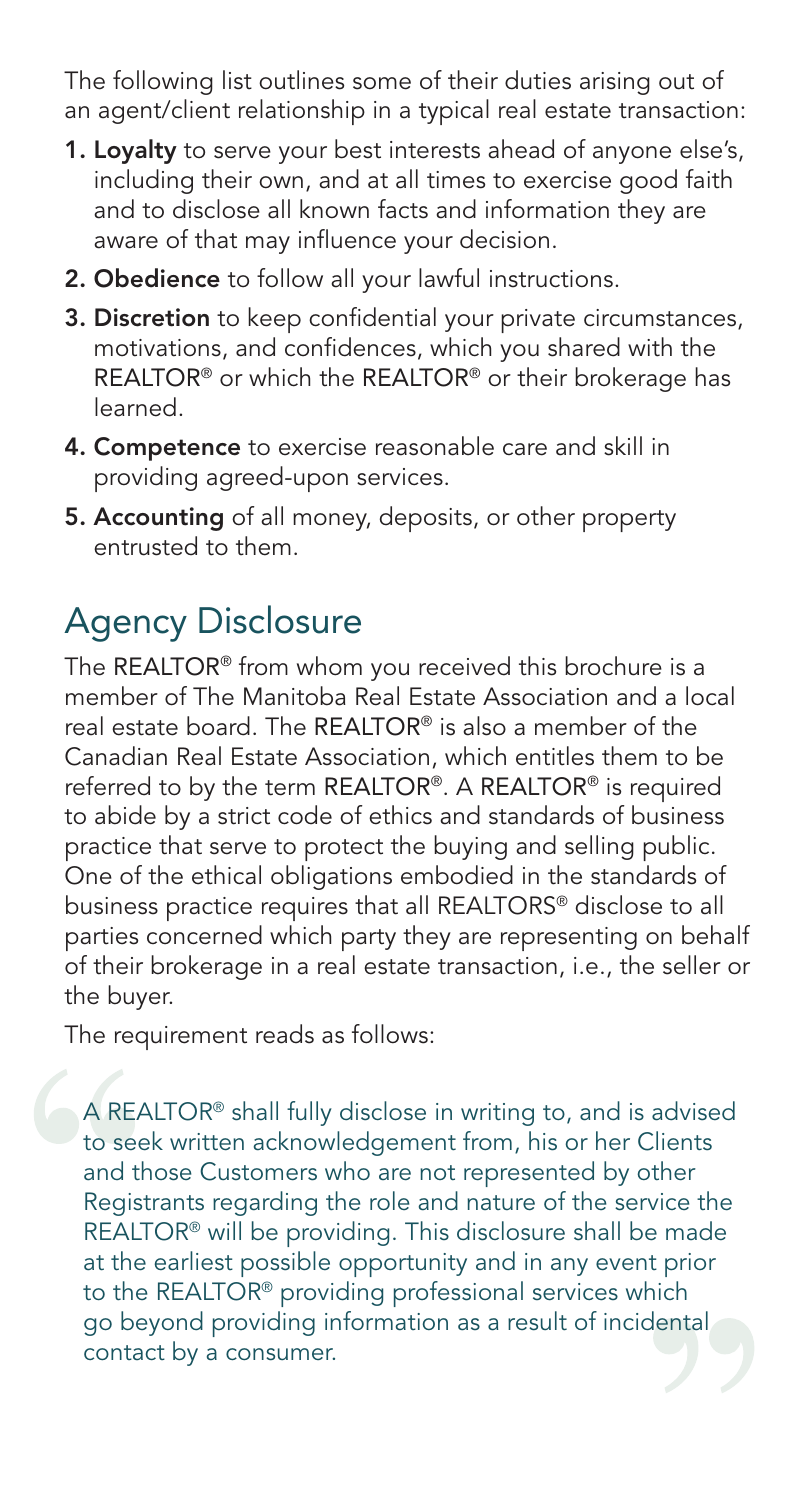The following list outlines some of their duties arising out of an agent/client relationship in a typical real estate transaction:

1. **Loyalty** to serve your best interests ahead of anyone else's, including their own, and at all times to exercise good faith and to disclose all known facts and information they are aware of that may influence your decision.
2. **Obedience** to follow all your lawful instructions.
3. **Discretion** to keep confidential your private circumstances, motivations, and confidences, which you shared with the REALTOR® or which the REALTOR® or their brokerage has learned.
4. **Competence** to exercise reasonable care and skill in providing agreed-upon services.
5. **Accounting** of all money, deposits, or other property entrusted to them.

## Agency Disclosure

The REALTOR® from whom you received this brochure is a member of The Manitoba Real Estate Association and a local real estate board. The REALTOR® is also a member of the Canadian Real Estate Association, which entitles them to be referred to by the term REALTOR®. A REALTOR® is required to abide by a strict code of ethics and standards of business practice that serve to protect the buying and selling public. One of the ethical obligations embodied in the standards of business practice requires that all REALTORS® disclose to all parties concerned which party they are representing on behalf of their brokerage in a real estate transaction, i.e., the seller or the buyer.

The requirement reads as follows:

> A REALTOR® shall fully disclose in writing to, and is advised to seek written acknowledgement from, his or her Clients and those Customers who are not represented by other Registrants regarding the role and nature of the service the REALTOR® will be providing. This disclosure shall be made at the earliest possible opportunity and in any event prior to the REALTOR® providing professional services which go beyond providing information as a result of incidental contact by a consumer.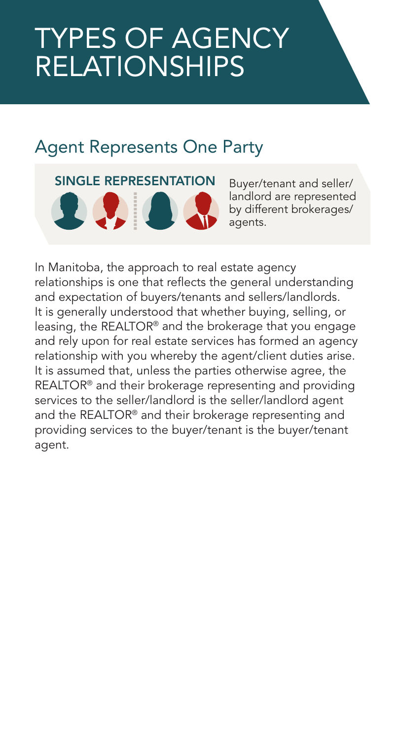# TYPES OF AGENCY RELATIONSHIPS

## Agent Represents One Party

**SINGLE REPRESENTATION**

Buyer/tenant and seller/landlord are represented by different brokerages/agents.

In Manitoba, the approach to real estate agency relationships is one that reflects the general understanding and expectation of buyers/tenants and sellers/landlords. It is generally understood that whether buying, selling, or leasing, the REALTOR® and the brokerage that you engage and rely upon for real estate services has formed an agency relationship with you whereby the agent/client duties arise. It is assumed that, unless the parties otherwise agree, the REALTOR® and their brokerage representing and providing services to the seller/landlord is the seller/landlord agent and the REALTOR® and their brokerage representing and providing services to the buyer/tenant is the buyer/tenant agent.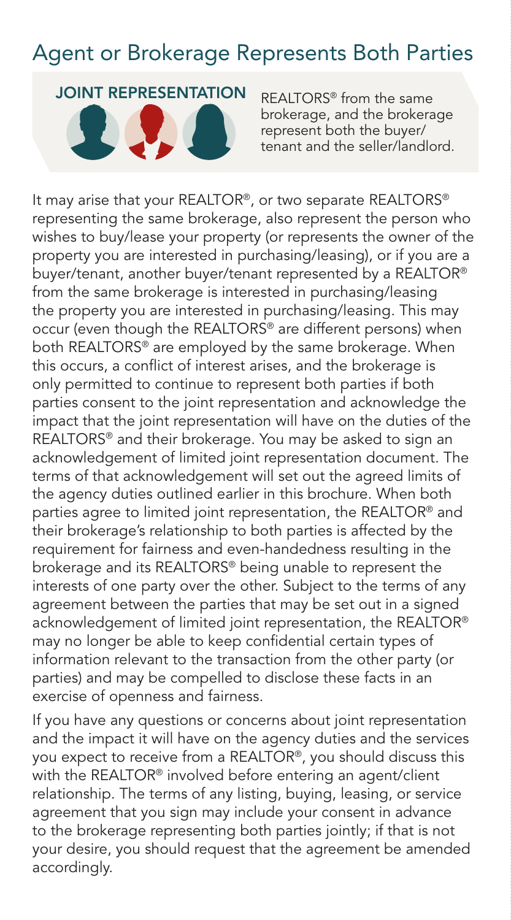## Agent or Brokerage Represents Both Parties

**JOINT REPRESENTATION**

REALTORS® from the same brokerage, and the brokerage represent both the buyer/tenant and the seller/landlord.

It may arise that your REALTOR®, or two separate REALTORS® representing the same brokerage, also represent the person who wishes to buy/lease your property (or represents the owner of the property you are interested in purchasing/leasing), or if you are a buyer/tenant, another buyer/tenant represented by a REALTOR® from the same brokerage is interested in purchasing/leasing the property you are interested in purchasing/leasing. This may occur (even though the REALTORS® are different persons) when both REALTORS® are employed by the same brokerage. When this occurs, a conflict of interest arises, and the brokerage is only permitted to continue to represent both parties if both parties consent to the joint representation and acknowledge the impact that the joint representation will have on the duties of the REALTORS® and their brokerage. You may be asked to sign an acknowledgement of limited joint representation document. The terms of that acknowledgement will set out the agreed limits of the agency duties outlined earlier in this brochure. When both parties agree to limited joint representation, the REALTOR® and their brokerage's relationship to both parties is affected by the requirement for fairness and even-handedness resulting in the brokerage and its REALTORS® being unable to represent the interests of one party over the other. Subject to the terms of any agreement between the parties that may be set out in a signed acknowledgement of limited joint representation, the REALTOR® may no longer be able to keep confidential certain types of information relevant to the transaction from the other party (or parties) and may be compelled to disclose these facts in an exercise of openness and fairness.

If you have any questions or concerns about joint representation and the impact it will have on the agency duties and the services you expect to receive from a REALTOR®, you should discuss this with the REALTOR® involved before entering an agent/client relationship. The terms of any listing, buying, leasing, or service agreement that you sign may include your consent in advance to the brokerage representing both parties jointly; if that is not your desire, you should request that the agreement be amended accordingly.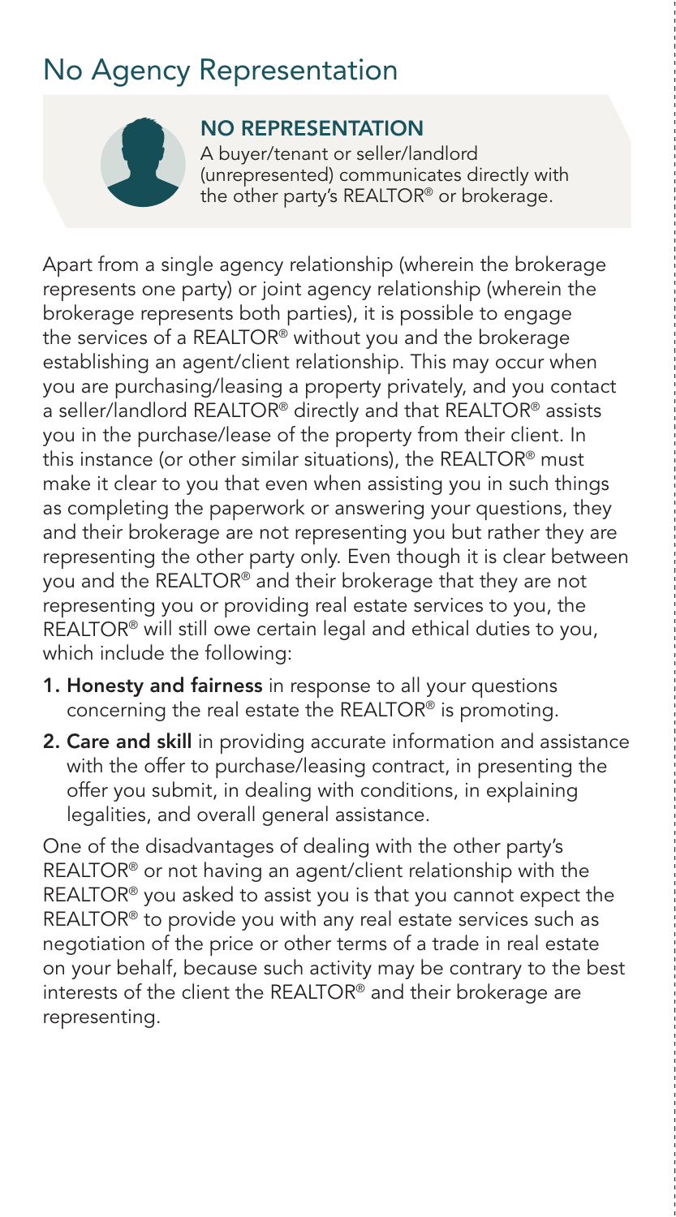# No Agency Representation

**NO REPRESENTATION**

A buyer/tenant or seller/landlord (unrepresented) communicates directly with the other party's REALTOR® or brokerage.

Apart from a single agency relationship (wherein the brokerage represents one party) or joint agency relationship (wherein the brokerage represents both parties), it is possible to engage the services of a REALTOR® without you and the brokerage establishing an agent/client relationship. This may occur when you are purchasing/leasing a property privately, and you contact a seller/landlord REALTOR® directly and that REALTOR® assists you in the purchase/lease of the property from their client. In this instance (or other similar situations), the REALTOR® must make it clear to you that even when assisting you in such things as completing the paperwork or answering your questions, they and their brokerage are not representing you but rather they are representing the other party only. Even though it is clear between you and the REALTOR® and their brokerage that they are not representing you or providing real estate services to you, the REALTOR® will still owe certain legal and ethical duties to you, which include the following:

1. **Honesty and fairness** in response to all your questions concerning the real estate the REALTOR® is promoting.
2. **Care and skill** in providing accurate information and assistance with the offer to purchase/leasing contract, in presenting the offer you submit, in dealing with conditions, in explaining legalities, and overall general assistance.

One of the disadvantages of dealing with the other party's REALTOR® or not having an agent/client relationship with the REALTOR® you asked to assist you is that you cannot expect the REALTOR® to provide you with any real estate services such as negotiation of the price or other terms of a trade in real estate on your behalf, because such activity may be contrary to the best interests of the client the REALTOR® and their brokerage are representing.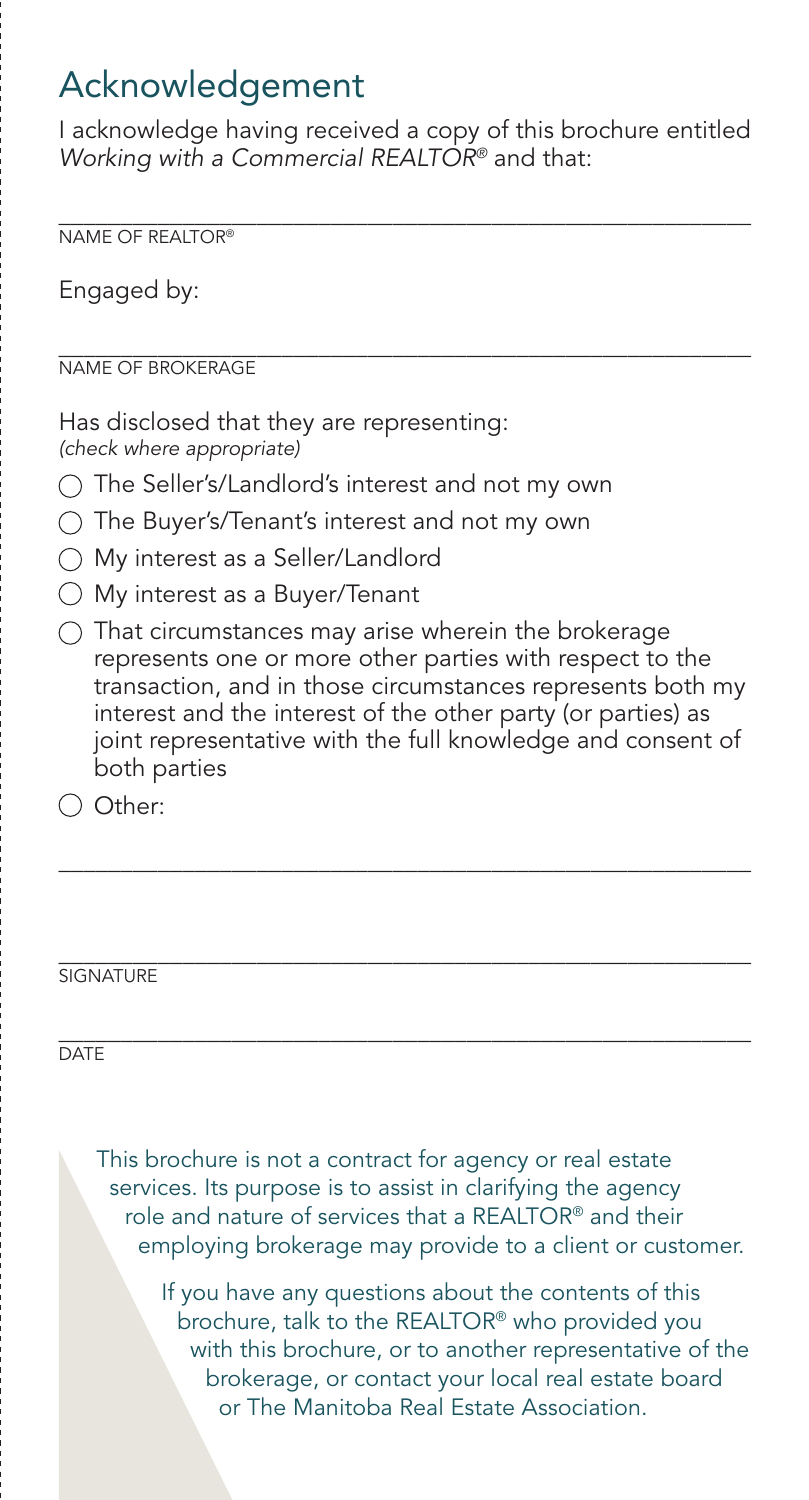# Acknowledgement

I acknowledge having received a copy of this brochure entitled *Working with a Commercial REALTOR®* and that:

______________________________________________________

NAME OF REALTOR®

Engaged by:

______________________________________________________

NAME OF BROKERAGE

Has disclosed that they are representing:
*(check where appropriate)*

- ◯ The Seller's/Landlord's interest and not my own
- ◯ The Buyer's/Tenant's interest and not my own
- ◯ My interest as a Seller/Landlord
- ◯ My interest as a Buyer/Tenant
- ◯ That circumstances may arise wherein the brokerage represents one or more other parties with respect to the transaction, and in those circumstances represents both my interest and the interest of the other party (or parties) as joint representative with the full knowledge and consent of both parties
- ◯ Other:

______________________________________________________

______________________________________________________

SIGNATURE

______________________________________________________

DATE

This brochure is not a contract for agency or real estate services. Its purpose is to assist in clarifying the agency role and nature of services that a REALTOR® and their employing brokerage may provide to a client or customer.

If you have any questions about the contents of this brochure, talk to the REALTOR® who provided you with this brochure, or to another representative of the brokerage, or contact your local real estate board or The Manitoba Real Estate Association.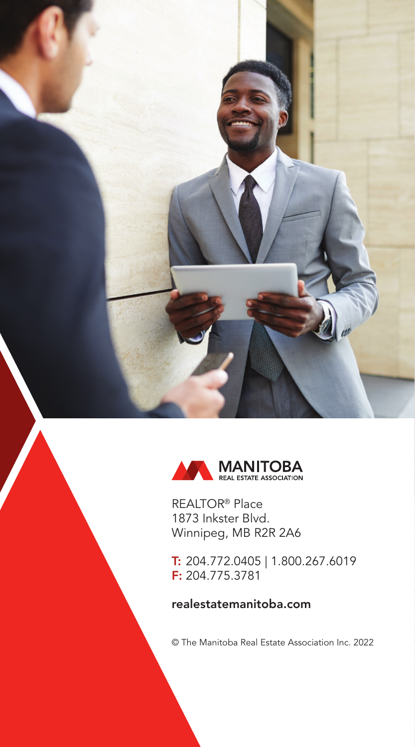MANITOBA
REAL ESTATE ASSOCIATION

REALTOR® Place
1873 Inkster Blvd.
Winnipeg, MB R2R 2A6

**T:** 204.772.0405 | 1.800.267.6019
**F:** 204.775.3781

**realestatemanitoba.com**

© The Manitoba Real Estate Association Inc. 2022